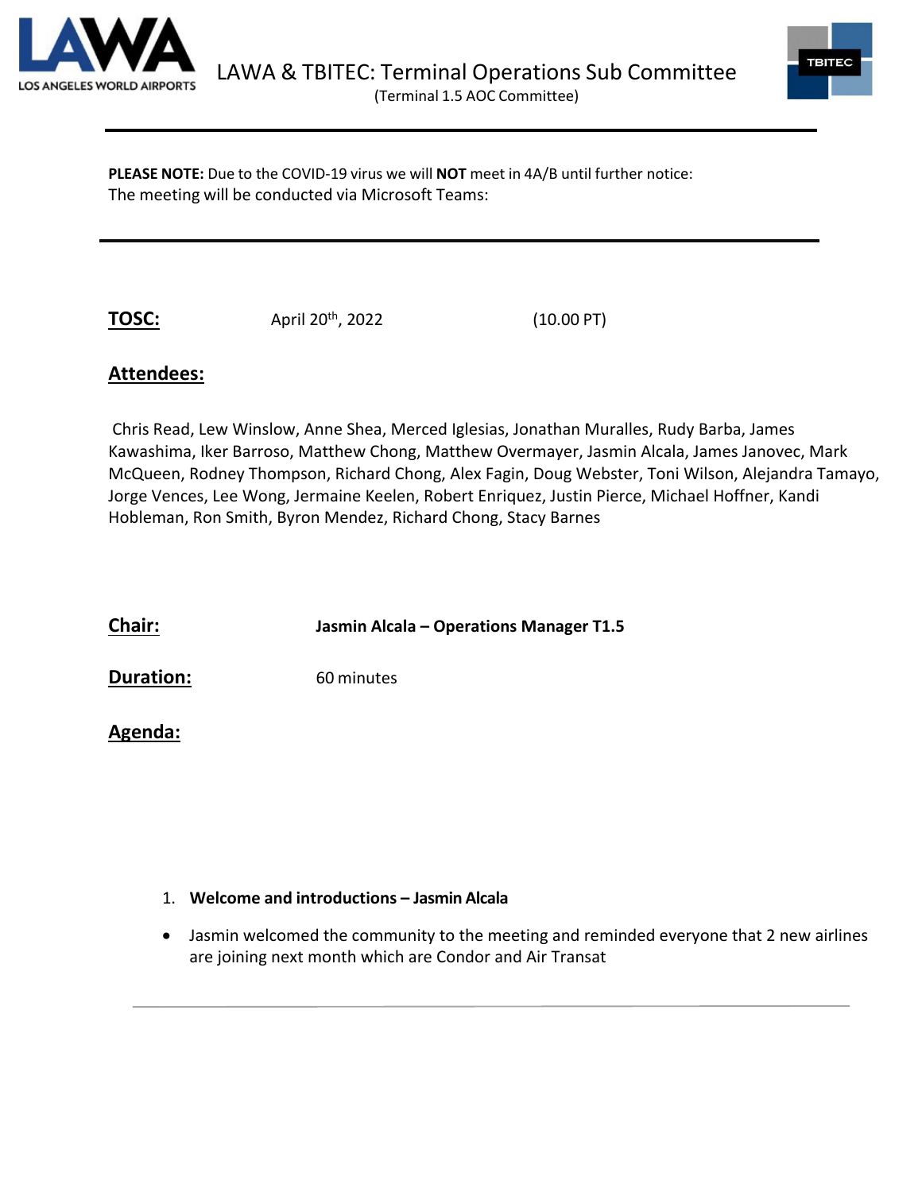# LAWA & TBITEC: Terminal Operations Sub Committee

(Terminal 1.5 AOC Committee)

---

**PLEASE NOTE:** Due to the COVID-19 virus we will **NOT** meet in 4A/B until further notice:
The meeting will be conducted via Microsoft Teams:

---

**TOSC:** April 20th, 2022 (10.00 PT)

## Attendees:

Chris Read, Lew Winslow, Anne Shea, Merced Iglesias, Jonathan Muralles, Rudy Barba, James Kawashima, Iker Barroso, Matthew Chong, Matthew Overmayer, Jasmin Alcala, James Janovec, Mark McQueen, Rodney Thompson, Richard Chong, Alex Fagin, Doug Webster, Toni Wilson, Alejandra Tamayo, Jorge Vences, Lee Wong, Jermaine Keelen, Robert Enriquez, Justin Pierce, Michael Hoffner, Kandi Hobleman, Ron Smith, Byron Mendez, Richard Chong, Stacy Barnes

**Chair:** **Jasmin Alcala – Operations Manager T1.5**

**Duration:** 60 minutes

## Agenda:

1. **Welcome and introductions – Jasmin Alcala**

- Jasmin welcomed the community to the meeting and reminded everyone that 2 new airlines are joining next month which are Condor and Air Transat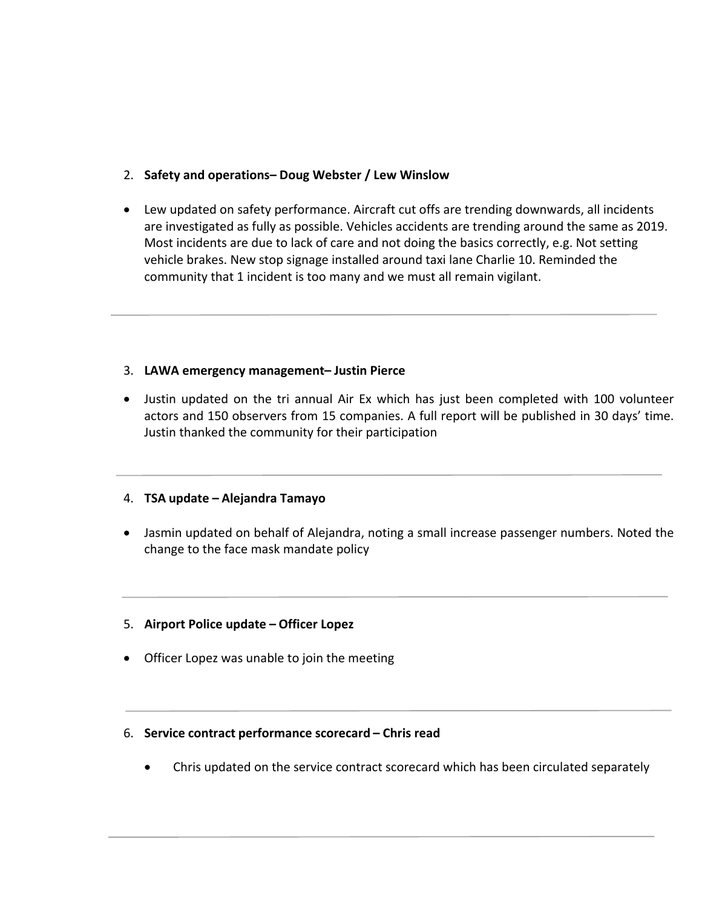2. **Safety and operations– Doug Webster / Lew Winslow**

- Lew updated on safety performance. Aircraft cut offs are trending downwards, all incidents are investigated as fully as possible. Vehicles accidents are trending around the same as 2019. Most incidents are due to lack of care and not doing the basics correctly, e.g. Not setting vehicle brakes. New stop signage installed around taxi lane Charlie 10. Reminded the community that 1 incident is too many and we must all remain vigilant.

---

3. **LAWA emergency management– Justin Pierce**

- Justin updated on the tri annual Air Ex which has just been completed with 100 volunteer actors and 150 observers from 15 companies. A full report will be published in 30 days' time. Justin thanked the community for their participation

---

4. **TSA update – Alejandra Tamayo**

- Jasmin updated on behalf of Alejandra, noting a small increase passenger numbers. Noted the change to the face mask mandate policy

---

5. **Airport Police update – Officer Lopez**

- Officer Lopez was unable to join the meeting

---

6. **Service contract performance scorecard – Chris read**

  - Chris updated on the service contract scorecard which has been circulated separately

---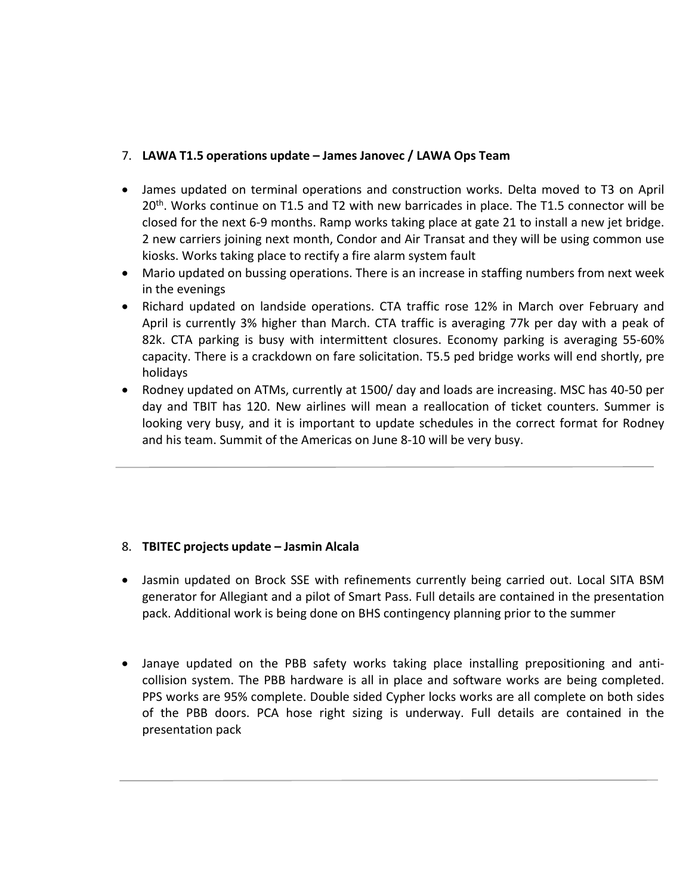7. **LAWA T1.5 operations update – James Janovec / LAWA Ops Team**

- James updated on terminal operations and construction works. Delta moved to T3 on April 20th. Works continue on T1.5 and T2 with new barricades in place. The T1.5 connector will be closed for the next 6-9 months. Ramp works taking place at gate 21 to install a new jet bridge. 2 new carriers joining next month, Condor and Air Transat and they will be using common use kiosks. Works taking place to rectify a fire alarm system fault
- Mario updated on bussing operations. There is an increase in staffing numbers from next week in the evenings
- Richard updated on landside operations. CTA traffic rose 12% in March over February and April is currently 3% higher than March. CTA traffic is averaging 77k per day with a peak of 82k. CTA parking is busy with intermittent closures. Economy parking is averaging 55-60% capacity. There is a crackdown on fare solicitation. T5.5 ped bridge works will end shortly, pre holidays
- Rodney updated on ATMs, currently at 1500/ day and loads are increasing. MSC has 40-50 per day and TBIT has 120. New airlines will mean a reallocation of ticket counters. Summer is looking very busy, and it is important to update schedules in the correct format for Rodney and his team. Summit of the Americas on June 8-10 will be very busy.

---

8. **TBITEC projects update – Jasmin Alcala**

- Jasmin updated on Brock SSE with refinements currently being carried out. Local SITA BSM generator for Allegiant and a pilot of Smart Pass. Full details are contained in the presentation pack. Additional work is being done on BHS contingency planning prior to the summer

- Janaye updated on the PBB safety works taking place installing prepositioning and anti-collision system. The PBB hardware is all in place and software works are being completed. PPS works are 95% complete. Double sided Cypher locks works are all complete on both sides of the PBB doors. PCA hose right sizing is underway. Full details are contained in the presentation pack

---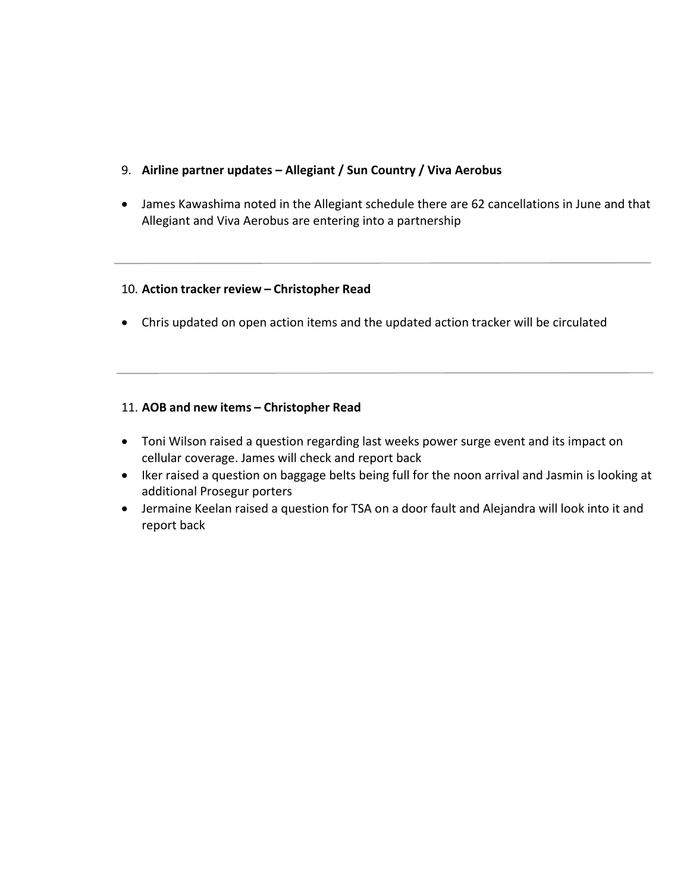9. **Airline partner updates – Allegiant / Sun Country / Viva Aerobus**

- James Kawashima noted in the Allegiant schedule there are 62 cancellations in June and that Allegiant and Viva Aerobus are entering into a partnership

---

10. **Action tracker review – Christopher Read**

- Chris updated on open action items and the updated action tracker will be circulated

---

11. **AOB and new items – Christopher Read**

- Toni Wilson raised a question regarding last weeks power surge event and its impact on cellular coverage. James will check and report back
- Iker raised a question on baggage belts being full for the noon arrival and Jasmin is looking at additional Prosegur porters
- Jermaine Keelan raised a question for TSA on a door fault and Alejandra will look into it and report back